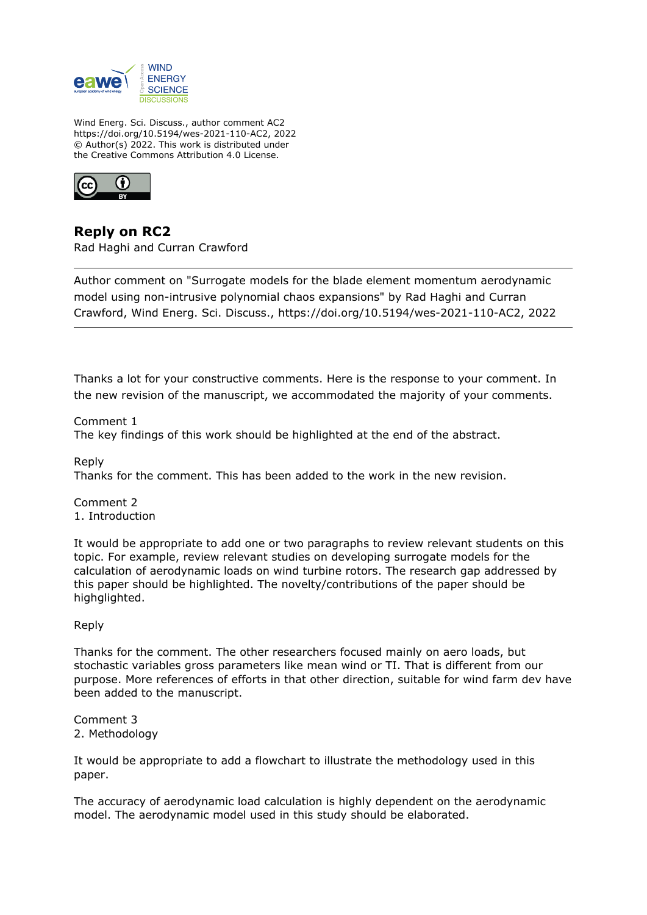Wind Energ. Sci. Discuss., author comment AC2
https://doi.org/10.5194/wes-2021-110-AC2, 2022
© Author(s) 2022. This work is distributed under
the Creative Commons Attribution 4.0 License.

# Reply on RC2

Rad Haghi and Curran Crawford

---

Author comment on "Surrogate models for the blade element momentum aerodynamic model using non-intrusive polynomial chaos expansions" by Rad Haghi and Curran Crawford, Wind Energ. Sci. Discuss., https://doi.org/10.5194/wes-2021-110-AC2, 2022

---

Thanks a lot for your constructive comments. Here is the response to your comment. In the new revision of the manuscript, we accommodated the majority of your comments.

Comment 1
The key findings of this work should be highlighted at the end of the abstract.

Reply
Thanks for the comment. This has been added to the work in the new revision.

Comment 2
1. Introduction

It would be appropriate to add one or two paragraphs to review relevant students on this topic. For example, review relevant studies on developing surrogate models for the calculation of aerodynamic loads on wind turbine rotors. The research gap addressed by this paper should be highlighted. The novelty/contributions of the paper should be highghlited.

Reply

Thanks for the comment. The other researchers focused mainly on aero loads, but stochastic variables gross parameters like mean wind or TI. That is different from our purpose. More references of efforts in that other direction, suitable for wind farm dev have been added to the manuscript.

Comment 3
2. Methodology

It would be appropriate to add a flowchart to illustrate the methodology used in this paper.

The accuracy of aerodynamic load calculation is highly dependent on the aerodynamic model. The aerodynamic model used in this study should be elaborated.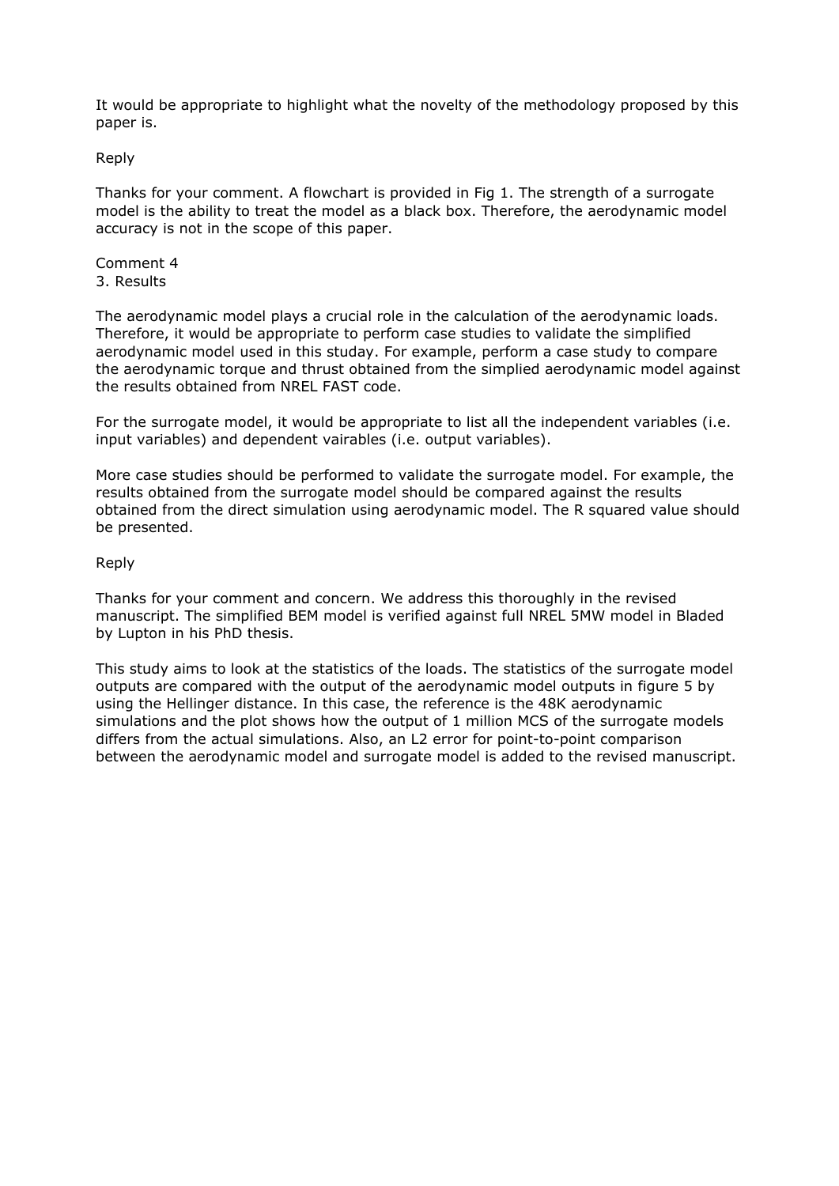It would be appropriate to highlight what the novelty of the methodology proposed by this paper is.

Reply

Thanks for your comment. A flowchart is provided in Fig 1. The strength of a surrogate model is the ability to treat the model as a black box. Therefore, the aerodynamic model accuracy is not in the scope of this paper.

Comment 4
3. Results

The aerodynamic model plays a crucial role in the calculation of the aerodynamic loads. Therefore, it would be appropriate to perform case studies to validate the simplified aerodynamic model used in this studay. For example, perform a case study to compare the aerodynamic torque and thrust obtained from the simplied aerodynamic model against the results obtained from NREL FAST code.

For the surrogate model, it would be appropriate to list all the independent variables (i.e. input variables) and dependent vairables (i.e. output variables).

More case studies should be performed to validate the surrogate model. For example, the results obtained from the surrogate model should be compared against the results obtained from the direct simulation using aerodynamic model. The R squared value should be presented.

Reply

Thanks for your comment and concern. We address this thoroughly in the revised manuscript. The simplified BEM model is verified against full NREL 5MW model in Bladed by Lupton in his PhD thesis.

This study aims to look at the statistics of the loads. The statistics of the surrogate model outputs are compared with the output of the aerodynamic model outputs in figure 5 by using the Hellinger distance. In this case, the reference is the 48K aerodynamic simulations and the plot shows how the output of 1 million MCS of the surrogate models differs from the actual simulations. Also, an L2 error for point-to-point comparison between the aerodynamic model and surrogate model is added to the revised manuscript.